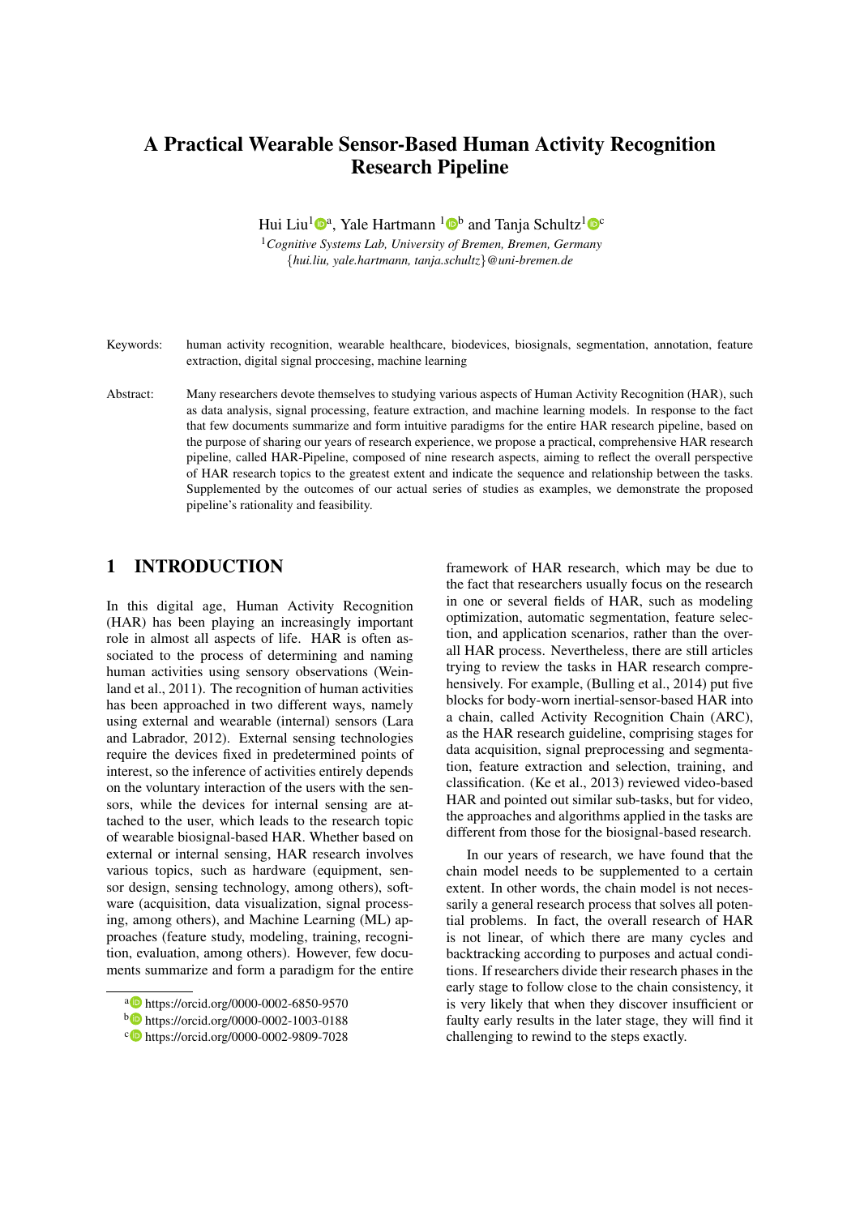# A Practical Wearable Sensor-Based Human Activity Recognition Research Pipeline

Hui Liu[1][a], Yale Hartmann [1][b] and Tanja Schultz[1][c]

[1] *Cognitive Systems Lab, University of Bremen, Bremen, Germany*
*{hui.liu, yale.hartmann, tanja.schultz}@uni-bremen.de*

Keywords: human activity recognition, wearable healthcare, biodevices, biosignals, segmentation, annotation, feature extraction, digital signal proccesing, machine learning

Abstract: Many researchers devote themselves to studying various aspects of Human Activity Recognition (HAR), such as data analysis, signal processing, feature extraction, and machine learning models. In response to the fact that few documents summarize and form intuitive paradigms for the entire HAR research pipeline, based on the purpose of sharing our years of research experience, we propose a practical, comprehensive HAR research pipeline, called HAR-Pipeline, composed of nine research aspects, aiming to reflect the overall perspective of HAR research topics to the greatest extent and indicate the sequence and relationship between the tasks. Supplemented by the outcomes of our actual series of studies as examples, we demonstrate the proposed pipeline's rationality and feasibility.

## 1 INTRODUCTION

In this digital age, Human Activity Recognition (HAR) has been playing an increasingly important role in almost all aspects of life. HAR is often associated to the process of determining and naming human activities using sensory observations (Weinland et al., 2011). The recognition of human activities has been approached in two different ways, namely using external and wearable (internal) sensors (Lara and Labrador, 2012). External sensing technologies require the devices fixed in predetermined points of interest, so the inference of activities entirely depends on the voluntary interaction of the users with the sensors, while the devices for internal sensing are attached to the user, which leads to the research topic of wearable biosignal-based HAR. Whether based on external or internal sensing, HAR research involves various topics, such as hardware (equipment, sensor design, sensing technology, among others), software (acquisition, data visualization, signal processing, among others), and Machine Learning (ML) approaches (feature study, modeling, training, recognition, evaluation, among others). However, few documents summarize and form a paradigm for the entire framework of HAR research, which may be due to the fact that researchers usually focus on the research in one or several fields of HAR, such as modeling optimization, automatic segmentation, feature selection, and application scenarios, rather than the overall HAR process. Nevertheless, there are still articles trying to review the tasks in HAR research comprehensively. For example, (Bulling et al., 2014) put five blocks for body-worn inertial-sensor-based HAR into a chain, called Activity Recognition Chain (ARC), as the HAR research guideline, comprising stages for data acquisition, signal preprocessing and segmentation, feature extraction and selection, training, and classification. (Ke et al., 2013) reviewed video-based HAR and pointed out similar sub-tasks, but for video, the approaches and algorithms applied in the tasks are different from those for the biosignal-based research.

In our years of research, we have found that the chain model needs to be supplemented to a certain extent. In other words, the chain model is not necessarily a general research process that solves all potential problems. In fact, the overall research of HAR is not linear, of which there are many cycles and backtracking according to purposes and actual conditions. If researchers divide their research phases in the early stage to follow close to the chain consistency, it is very likely that when they discover insufficient or faulty early results in the later stage, they will find it challenging to rewind to the steps exactly.

[a] https://orcid.org/0000-0002-6850-9570
[b] https://orcid.org/0000-0002-1003-0188
[c] https://orcid.org/0000-0002-9809-7028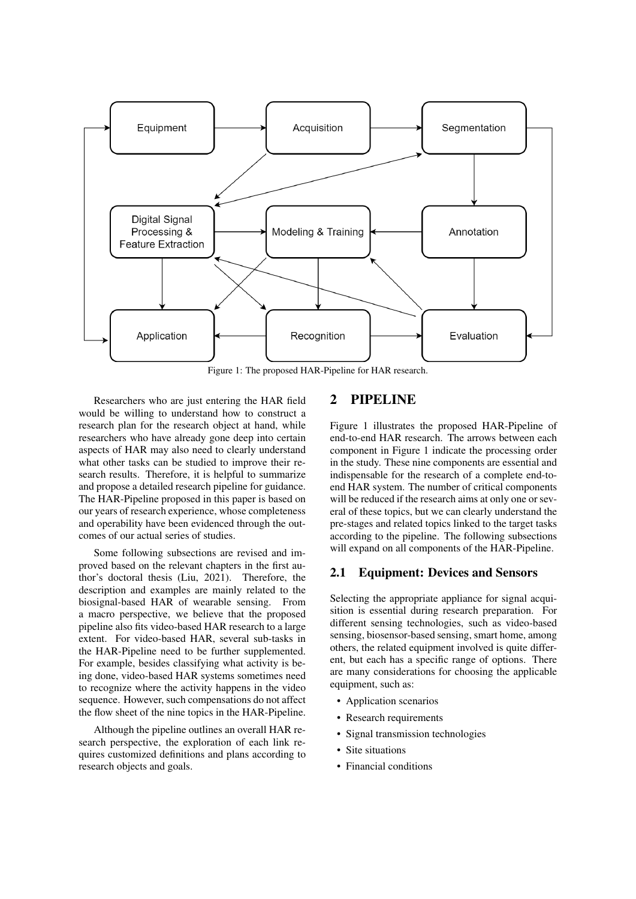Figure 1: The proposed HAR-Pipeline for HAR research.

Researchers who are just entering the HAR field would be willing to understand how to construct a research plan for the research object at hand, while researchers who have already gone deep into certain aspects of HAR may also need to clearly understand what other tasks can be studied to improve their research results. Therefore, it is helpful to summarize and propose a detailed research pipeline for guidance. The HAR-Pipeline proposed in this paper is based on our years of research experience, whose completeness and operability have been evidenced through the outcomes of our actual series of studies.

Some following subsections are revised and improved based on the relevant chapters in the first author's doctoral thesis (Liu, 2021). Therefore, the description and examples are mainly related to the biosignal-based HAR of wearable sensing. From a macro perspective, we believe that the proposed pipeline also fits video-based HAR research to a large extent. For video-based HAR, several sub-tasks in the HAR-Pipeline need to be further supplemented. For example, besides classifying what activity is being done, video-based HAR systems sometimes need to recognize where the activity happens in the video sequence. However, such compensations do not affect the flow sheet of the nine topics in the HAR-Pipeline.

Although the pipeline outlines an overall HAR research perspective, the exploration of each link requires customized definitions and plans according to research objects and goals.

# 2 PIPELINE

Figure 1 illustrates the proposed HAR-Pipeline of end-to-end HAR research. The arrows between each component in Figure 1 indicate the processing order in the study. These nine components are essential and indispensable for the research of a complete end-to-end HAR system. The number of critical components will be reduced if the research aims at only one or several of these topics, but we can clearly understand the pre-stages and related topics linked to the target tasks according to the pipeline. The following subsections will expand on all components of the HAR-Pipeline.

## 2.1 Equipment: Devices and Sensors

Selecting the appropriate appliance for signal acquisition is essential during research preparation. For different sensing technologies, such as video-based sensing, biosensor-based sensing, smart home, among others, the related equipment involved is quite different, but each has a specific range of options. There are many considerations for choosing the applicable equipment, such as:

- Application scenarios
- Research requirements
- Signal transmission technologies
- Site situations
- Financial conditions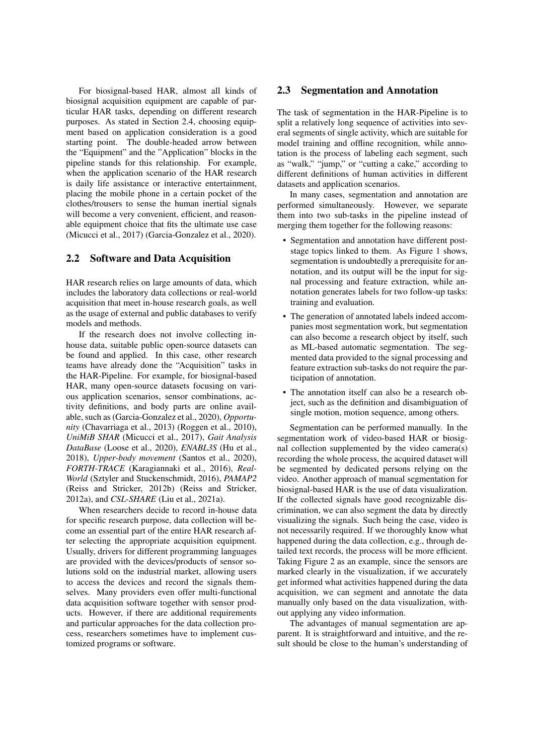For biosignal-based HAR, almost all kinds of biosignal acquisition equipment are capable of particular HAR tasks, depending on different research purposes. As stated in Section 2.4, choosing equipment based on application consideration is a good starting point. The double-headed arrow between the "Equipment" and the "Application" blocks in the pipeline stands for this relationship. For example, when the application scenario of the HAR research is daily life assistance or interactive entertainment, placing the mobile phone in a certain pocket of the clothes/trousers to sense the human inertial signals will become a very convenient, efficient, and reasonable equipment choice that fits the ultimate use case (Micucci et al., 2017) (Garcia-Gonzalez et al., 2020).

## 2.2 Software and Data Acquisition

HAR research relies on large amounts of data, which includes the laboratory data collections or real-world acquisition that meet in-house research goals, as well as the usage of external and public databases to verify models and methods.

If the research does not involve collecting in-house data, suitable public open-source datasets can be found and applied. In this case, other research teams have already done the "Acquisition" tasks in the HAR-Pipeline. For example, for biosignal-based HAR, many open-source datasets focusing on various application scenarios, sensor combinations, activity definitions, and body parts are online available, such as (Garcia-Gonzalez et al., 2020), *Opportunity* (Chavarriaga et al., 2013) (Roggen et al., 2010), *UniMiB SHAR* (Micucci et al., 2017), *Gait Analysis DataBase* (Loose et al., 2020), *ENABL3S* (Hu et al., 2018), *Upper-body movement* (Santos et al., 2020), *FORTH-TRACE* (Karagiannaki et al., 2016), *Real-World* (Sztyler and Stuckenschmidt, 2016), *PAMAP2* (Reiss and Stricker, 2012b) (Reiss and Stricker, 2012a), and *CSL-SHARE* (Liu et al., 2021a).

When researchers decide to record in-house data for specific research purpose, data collection will become an essential part of the entire HAR research after selecting the appropriate acquisition equipment. Usually, drivers for different programming languages are provided with the devices/products of sensor solutions sold on the industrial market, allowing users to access the devices and record the signals themselves. Many providers even offer multi-functional data acquisition software together with sensor products. However, if there are additional requirements and particular approaches for the data collection process, researchers sometimes have to implement customized programs or software.

## 2.3 Segmentation and Annotation

The task of segmentation in the HAR-Pipeline is to split a relatively long sequence of activities into several segments of single activity, which are suitable for model training and offline recognition, while annotation is the process of labeling each segment, such as "walk," "jump," or "cutting a cake," according to different definitions of human activities in different datasets and application scenarios.

In many cases, segmentation and annotation are performed simultaneously. However, we separate them into two sub-tasks in the pipeline instead of merging them together for the following reasons:

- Segmentation and annotation have different post-stage topics linked to them. As Figure 1 shows, segmentation is undoubtedly a prerequisite for annotation, and its output will be the input for signal processing and feature extraction, while annotation generates labels for two follow-up tasks: training and evaluation.
- The generation of annotated labels indeed accompanies most segmentation work, but segmentation can also become a research object by itself, such as ML-based automatic segmentation. The segmented data provided to the signal processing and feature extraction sub-tasks do not require the participation of annotation.
- The annotation itself can also be a research object, such as the definition and disambiguation of single motion, motion sequence, among others.

Segmentation can be performed manually. In the segmentation work of video-based HAR or biosignal collection supplemented by the video camera(s) recording the whole process, the acquired dataset will be segmented by dedicated persons relying on the video. Another approach of manual segmentation for biosignal-based HAR is the use of data visualization. If the collected signals have good recognizable discrimination, we can also segment the data by directly visualizing the signals. Such being the case, video is not necessarily required. If we thoroughly know what happened during the data collection, e.g., through detailed text records, the process will be more efficient. Taking Figure 2 as an example, since the sensors are marked clearly in the visualization, if we accurately get informed what activities happened during the data acquisition, we can segment and annotate the data manually only based on the data visualization, without applying any video information.

The advantages of manual segmentation are apparent. It is straightforward and intuitive, and the result should be close to the human's understanding of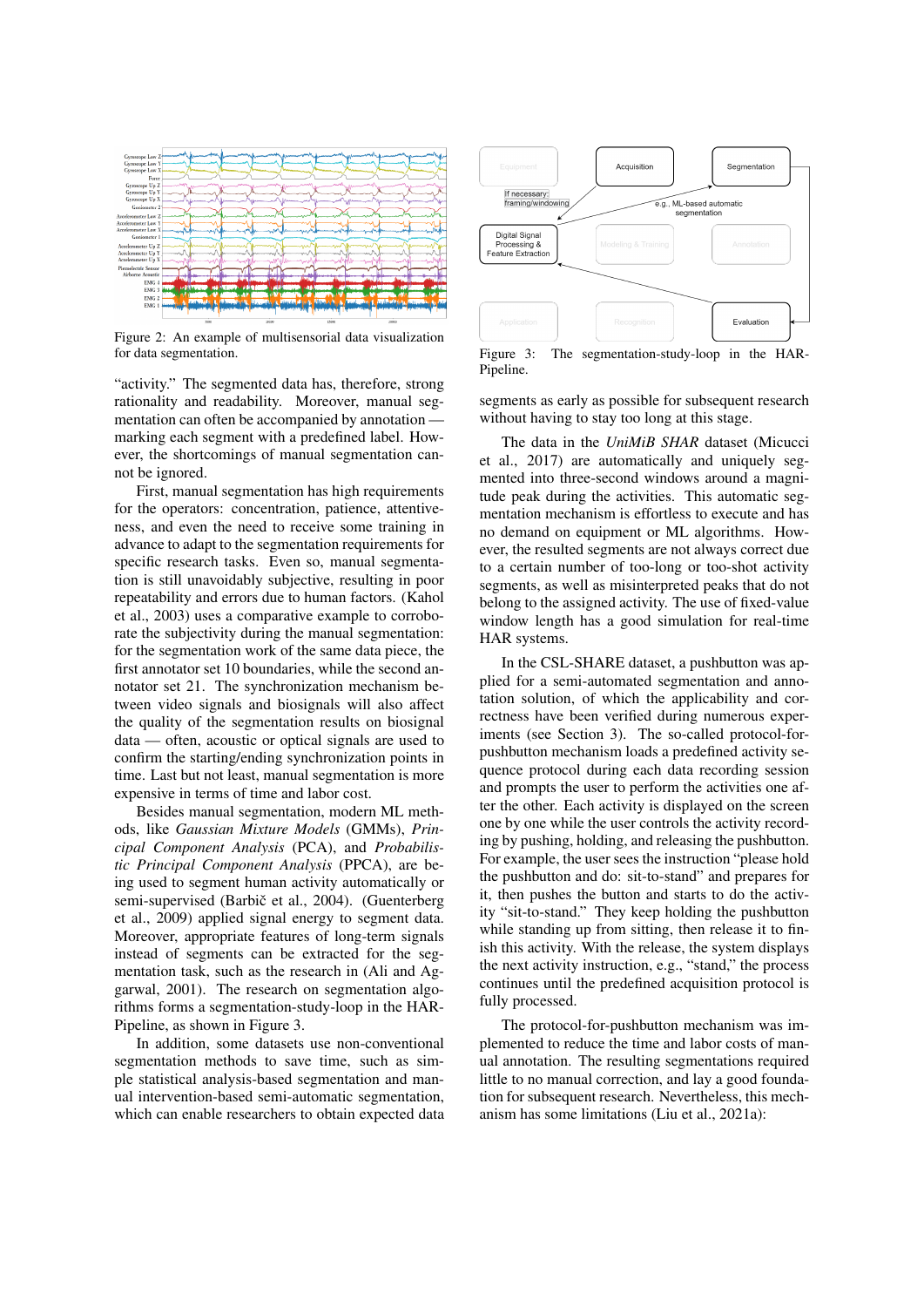Figure 2: An example of multisensorial data visualization for data segmentation.

Figure 3: The segmentation-study-loop in the HAR-Pipeline.

"activity." The segmented data has, therefore, strong rationality and readability. Moreover, manual segmentation can often be accompanied by annotation — marking each segment with a predefined label. However, the shortcomings of manual segmentation cannot be ignored.

First, manual segmentation has high requirements for the operators: concentration, patience, attentiveness, and even the need to receive some training in advance to adapt to the segmentation requirements for specific research tasks. Even so, manual segmentation is still unavoidably subjective, resulting in poor repeatability and errors due to human factors. (Kahol et al., 2003) uses a comparative example to corroborate the subjectivity during the manual segmentation: for the segmentation work of the same data piece, the first annotator set 10 boundaries, while the second annotator set 21. The synchronization mechanism between video signals and biosignals will also affect the quality of the segmentation results on biosignal data — often, acoustic or optical signals are used to confirm the starting/ending synchronization points in time. Last but not least, manual segmentation is more expensive in terms of time and labor cost.

Besides manual segmentation, modern ML methods, like *Gaussian Mixture Models* (GMMs), *Principal Component Analysis* (PCA), and *Probabilistic Principal Component Analysis* (PPCA), are being used to segment human activity automatically or semi-supervised (Barbič et al., 2004). (Guenterberg et al., 2009) applied signal energy to segment data. Moreover, appropriate features of long-term signals instead of segments can be extracted for the segmentation task, such as the research in (Ali and Aggarwal, 2001). The research on segmentation algorithms forms a segmentation-study-loop in the HAR-Pipeline, as shown in Figure 3.

In addition, some datasets use non-conventional segmentation methods to save time, such as simple statistical analysis-based segmentation and manual intervention-based semi-automatic segmentation, which can enable researchers to obtain expected data segments as early as possible for subsequent research without having to stay too long at this stage.

The data in the *UniMiB SHAR* dataset (Micucci et al., 2017) are automatically and uniquely segmented into three-second windows around a magnitude peak during the activities. This automatic segmentation mechanism is effortless to execute and has no demand on equipment or ML algorithms. However, the resulted segments are not always correct due to a certain number of too-long or too-short activity segments, as well as misinterpreted peaks that do not belong to the assigned activity. The use of fixed-value window length has a good simulation for real-time HAR systems.

In the CSL-SHARE dataset, a pushbutton was applied for a semi-automated segmentation and annotation solution, of which the applicability and correctness have been verified during numerous experiments (see Section 3). The so-called protocol-for-pushbutton mechanism loads a predefined activity sequence protocol during each data recording session and prompts the user to perform the activities one after the other. Each activity is displayed on the screen one by one while the user controls the activity recording by pushing, holding, and releasing the pushbutton. For example, the user sees the instruction "please hold the pushbutton and do: sit-to-stand" and prepares for it, then pushes the button and starts to do the activity "sit-to-stand." They keep holding the pushbutton while standing up from sitting, then release it to finish this activity. With the release, the system displays the next activity instruction, e.g., "stand," the process continues until the predefined acquisition protocol is fully processed.

The protocol-for-pushbutton mechanism was implemented to reduce the time and labor costs of manual annotation. The resulting segmentations required little to no manual correction, and lay a good foundation for subsequent research. Nevertheless, this mechanism has some limitations (Liu et al., 2021a):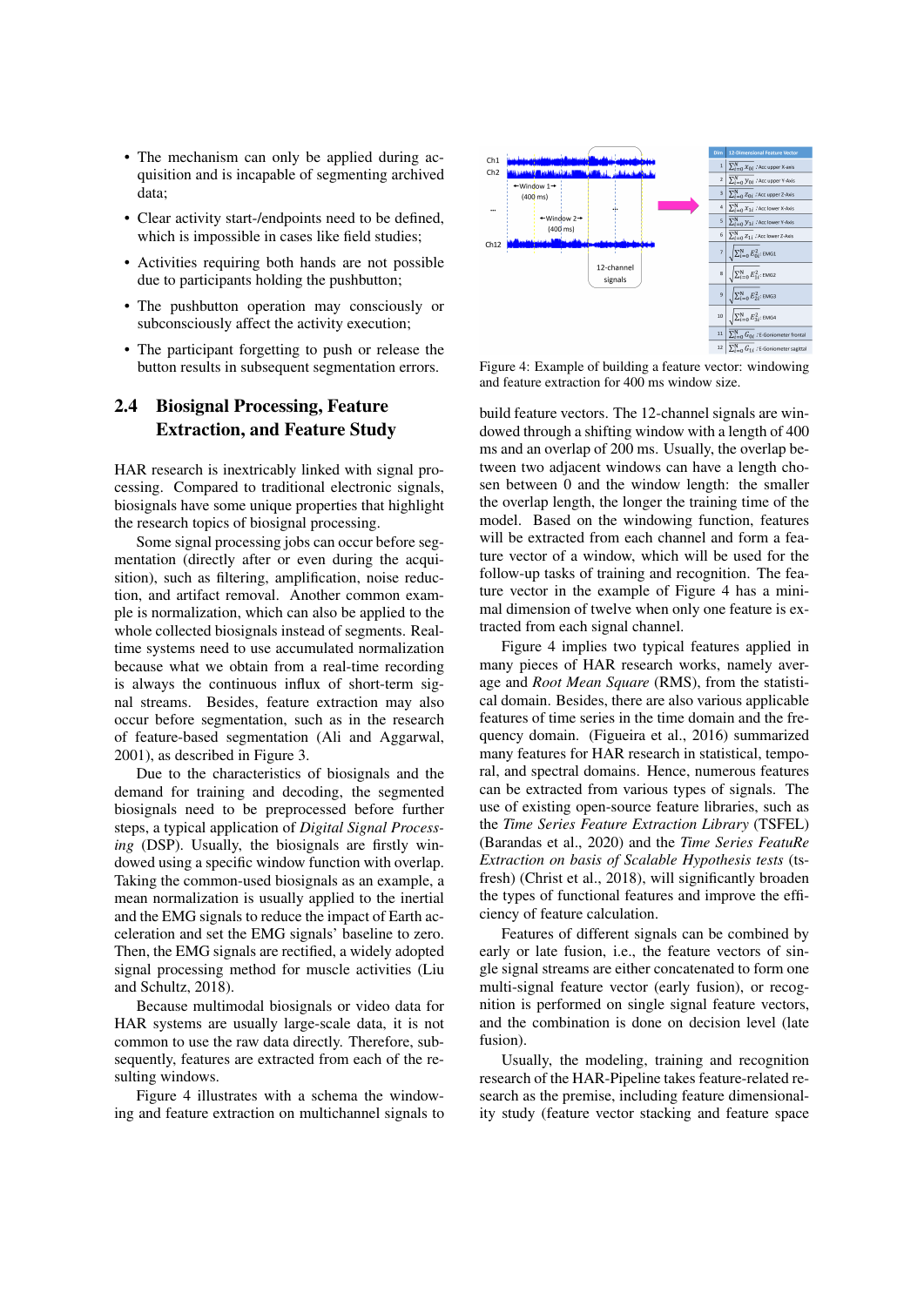- The mechanism can only be applied during acquisition and is incapable of segmenting archived data;
- Clear activity start-/endpoints need to be defined, which is impossible in cases like field studies;
- Activities requiring both hands are not possible due to participants holding the pushbutton;
- The pushbutton operation may consciously or subconsciously affect the activity execution;
- The participant forgetting to push or release the button results in subsequent segmentation errors.

## 2.4 Biosignal Processing, Feature Extraction, and Feature Study

HAR research is inextricably linked with signal processing. Compared to traditional electronic signals, biosignals have some unique properties that highlight the research topics of biosignal processing.

Some signal processing jobs can occur before segmentation (directly after or even during the acquisition), such as filtering, amplification, noise reduction, and artifact removal. Another common example is normalization, which can also be applied to the whole collected biosignals instead of segments. Real-time systems need to use accumulated normalization because what we obtain from a real-time recording is always the continuous influx of short-term signal streams. Besides, feature extraction may also occur before segmentation, such as in the research of feature-based segmentation (Ali and Aggarwal, 2001), as described in Figure 3.

Due to the characteristics of biosignals and the demand for training and decoding, the segmented biosignals need to be preprocessed before further steps, a typical application of *Digital Signal Processing* (DSP). Usually, the biosignals are firstly windowed using a specific window function with overlap. Taking the common-used biosignals as an example, a mean normalization is usually applied to the inertial and the EMG signals to reduce the impact of Earth acceleration and set the EMG signals' baseline to zero. Then, the EMG signals are rectified, a widely adopted signal processing method for muscle activities (Liu and Schultz, 2018).

Because multimodal biosignals or video data for HAR systems are usually large-scale data, it is not common to use the raw data directly. Therefore, subsequently, features are extracted from each of the resulting windows.

Figure 4 illustrates with a schema the windowing and feature extraction on multichannel signals to build feature vectors. The 12-channel signals are windowed through a shifting window with a length of 400 ms and an overlap of 200 ms. Usually, the overlap between two adjacent windows can have a length chosen between 0 and the window length: the smaller the overlap length, the longer the training time of the model. Based on the windowing function, features will be extracted from each channel and form a feature vector of a window, which will be used for the follow-up tasks of training and recognition. The feature vector in the example of Figure 4 has a minimal dimension of twelve when only one feature is extracted from each signal channel.

Figure 4: Example of building a feature vector: windowing and feature extraction for 400 ms window size.

Figure 4 implies two typical features applied in many pieces of HAR research works, namely average and *Root Mean Square* (RMS), from the statistical domain. Besides, there are also various applicable features of time series in the time domain and the frequency domain. (Figueira et al., 2016) summarized many features for HAR research in statistical, temporal, and spectral domains. Hence, numerous features can be extracted from various types of signals. The use of existing open-source feature libraries, such as the *Time Series Feature Extraction Library* (TSFEL) (Barandas et al., 2020) and the *Time Series FeatuRe Extraction on basis of Scalable Hypothesis tests* (tsfresh) (Christ et al., 2018), will significantly broaden the types of functional features and improve the efficiency of feature calculation.

Features of different signals can be combined by early or late fusion, i.e., the feature vectors of single signal streams are either concatenated to form one multi-signal feature vector (early fusion), or recognition is performed on single signal feature vectors, and the combination is done on decision level (late fusion).

Usually, the modeling, training and recognition research of the HAR-Pipeline takes feature-related research as the premise, including feature dimensionality study (feature vector stacking and feature space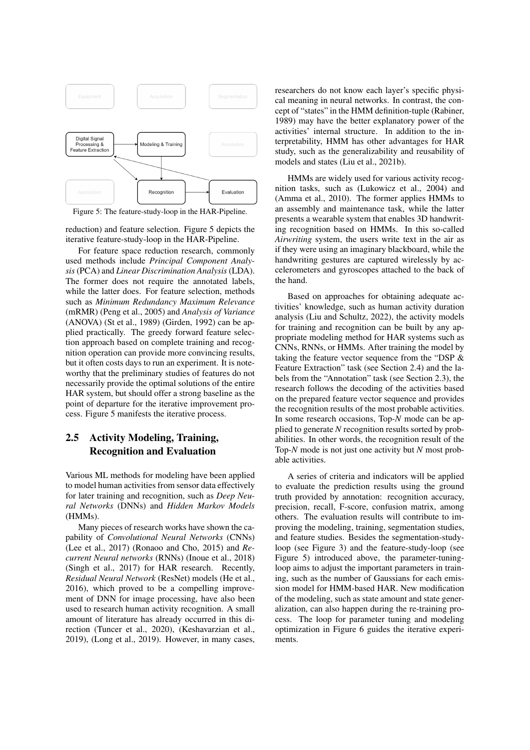Figure 5: The feature-study-loop in the HAR-Pipeline.

reduction) and feature selection. Figure 5 depicts the iterative feature-study-loop in the HAR-Pipeline.

For feature space reduction research, commonly used methods include *Principal Component Analysis* (PCA) and *Linear Discrimination Analysis* (LDA). The former does not require the annotated labels, while the latter does. For feature selection, methods such as *Minimum Redundancy Maximum Relevance* (mRMR) (Peng et al., 2005) and *Analysis of Variance* (ANOVA) (St et al., 1989) (Girden, 1992) can be applied practically. The greedy forward feature selection approach based on complete training and recognition operation can provide more convincing results, but it often costs days to run an experiment. It is noteworthy that the preliminary studies of features do not necessarily provide the optimal solutions of the entire HAR system, but should offer a strong baseline as the point of departure for the iterative improvement process. Figure 5 manifests the iterative process.

## 2.5 Activity Modeling, Training, Recognition and Evaluation

Various ML methods for modeling have been applied to model human activities from sensor data effectively for later training and recognition, such as *Deep Neural Networks* (DNNs) and *Hidden Markov Models* (HMMs).

Many pieces of research works have shown the capability of *Convolutional Neural Networks* (CNNs) (Lee et al., 2017) (Ronaoo and Cho, 2015) and *Recurrent Neural networks* (RNNs) (Inoue et al., 2018) (Singh et al., 2017) for HAR research. Recently, *Residual Neural Network* (ResNet) models (He et al., 2016), which proved to be a compelling improvement of DNN for image processing, have also been used to research human activity recognition. A small amount of literature has already occurred in this direction (Tuncer et al., 2020), (Keshavarzian et al., 2019), (Long et al., 2019). However, in many cases, researchers do not know each layer's specific physical meaning in neural networks. In contrast, the concept of "states" in the HMM definition-tuple (Rabiner, 1989) may have the better explanatory power of the activities' internal structure. In addition to the interpretability, HMM has other advantages for HAR study, such as the generalizability and reusability of models and states (Liu et al., 2021b).

HMMs are widely used for various activity recognition tasks, such as (Lukowicz et al., 2004) and (Amma et al., 2010). The former applies HMMs to an assembly and maintenance task, while the latter presents a wearable system that enables 3D handwriting recognition based on HMMs. In this so-called *Airwriting* system, the users write text in the air as if they were using an imaginary blackboard, while the handwriting gestures are captured wirelessly by accelerometers and gyroscopes attached to the back of the hand.

Based on approaches for obtaining adequate activities' knowledge, such as human activity duration analysis (Liu and Schultz, 2022), the activity models for training and recognition can be built by any appropriate modeling method for HAR systems such as CNNs, RNNs, or HMMs. After training the model by taking the feature vector sequence from the "DSP & Feature Extraction" task (see Section 2.4) and the labels from the "Annotation" task (see Section 2.3), the research follows the decoding of the activities based on the prepared feature vector sequence and provides the recognition results of the most probable activities. In some research occasions, Top-*N* mode can be applied to generate *N* recognition results sorted by probabilities. In other words, the recognition result of the Top-*N* mode is not just one activity but *N* most probable activities.

A series of criteria and indicators will be applied to evaluate the prediction results using the ground truth provided by annotation: recognition accuracy, precision, recall, F-score, confusion matrix, among others. The evaluation results will contribute to improving the modeling, training, segmentation studies, and feature studies. Besides the segmentation-study-loop (see Figure 3) and the feature-study-loop (see Figure 5) introduced above, the parameter-tuning-loop aims to adjust the important parameters in training, such as the number of Gaussians for each emission model for HMM-based HAR. New modification of the modeling, such as state amount and state generalization, can also happen during the re-training process. The loop for parameter tuning and modeling optimization in Figure 6 guides the iterative experiments.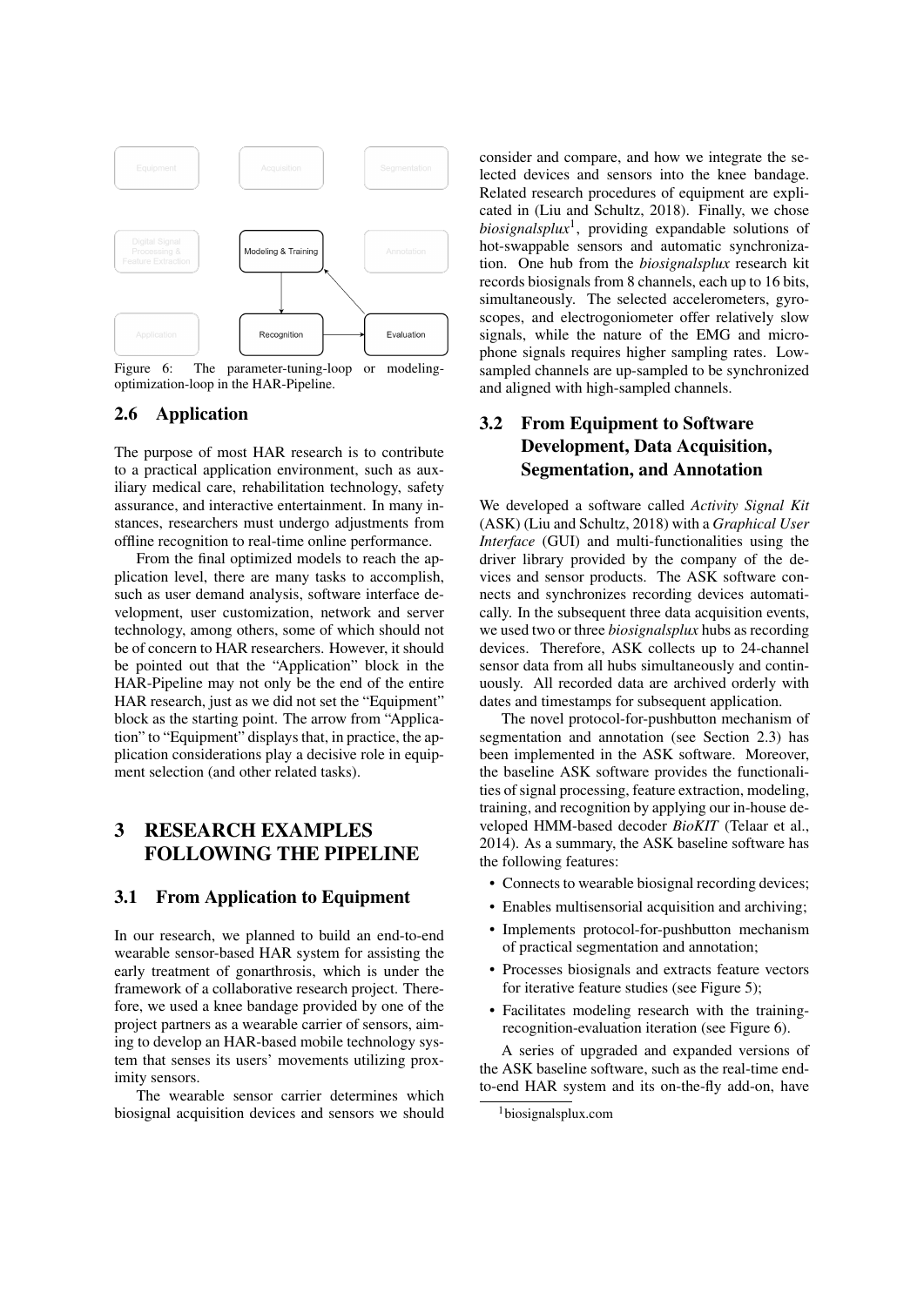Figure 6: The parameter-tuning-loop or modeling-optimization-loop in the HAR-Pipeline.

### 2.6 Application

The purpose of most HAR research is to contribute to a practical application environment, such as auxiliary medical care, rehabilitation technology, safety assurance, and interactive entertainment. In many instances, researchers must undergo adjustments from offline recognition to real-time online performance.

From the final optimized models to reach the application level, there are many tasks to accomplish, such as user demand analysis, software interface development, user customization, network and server technology, among others, some of which should not be of concern to HAR researchers. However, it should be pointed out that the "Application" block in the HAR-Pipeline may not only be the end of the entire HAR research, just as we did not set the "Equipment" block as the starting point. The arrow from "Application" to "Equipment" displays that, in practice, the application considerations play a decisive role in equipment selection (and other related tasks).

## 3 RESEARCH EXAMPLES FOLLOWING THE PIPELINE

### 3.1 From Application to Equipment

In our research, we planned to build an end-to-end wearable sensor-based HAR system for assisting the early treatment of gonarthrosis, which is under the framework of a collaborative research project. Therefore, we used a knee bandage provided by one of the project partners as a wearable carrier of sensors, aiming to develop an HAR-based mobile technology system that senses its users' movements utilizing proximity sensors.

The wearable sensor carrier determines which biosignal acquisition devices and sensors we should consider and compare, and how we integrate the selected devices and sensors into the knee bandage. Related research procedures of equipment are explicated in (Liu and Schultz, 2018). Finally, we chose *biosignalsplux*[1], providing expandable solutions of hot-swappable sensors and automatic synchronization. One hub from the *biosignalsplux* research kit records biosignals from 8 channels, each up to 16 bits, simultaneously. The selected accelerometers, gyroscopes, and electrogoniometer offer relatively slow signals, while the nature of the EMG and microphone signals requires higher sampling rates. Low-sampled channels are up-sampled to be synchronized and aligned with high-sampled channels.

### 3.2 From Equipment to Software Development, Data Acquisition, Segmentation, and Annotation

We developed a software called *Activity Signal Kit* (ASK) (Liu and Schultz, 2018) with a *Graphical User Interface* (GUI) and multi-functionalities using the driver library provided by the company of the devices and sensor products. The ASK software connects and synchronizes recording devices automatically. In the subsequent three data acquisition events, we used two or three *biosignalsplux* hubs as recording devices. Therefore, ASK collects up to 24-channel sensor data from all hubs simultaneously and continuously. All recorded data are archived orderly with dates and timestamps for subsequent application.

The novel protocol-for-pushbutton mechanism of segmentation and annotation (see Section 2.3) has been implemented in the ASK software. Moreover, the baseline ASK software provides the functionalities of signal processing, feature extraction, modeling, training, and recognition by applying our in-house developed HMM-based decoder *BioKIT* (Telaar et al., 2014). As a summary, the ASK baseline software has the following features:

- Connects to wearable biosignal recording devices;
- Enables multisensorial acquisition and archiving;
- Implements protocol-for-pushbutton mechanism of practical segmentation and annotation;
- Processes biosignals and extracts feature vectors for iterative feature studies (see Figure 5);
- Facilitates modeling research with the training-recognition-evaluation iteration (see Figure 6).

A series of upgraded and expanded versions of the ASK baseline software, such as the real-time end-to-end HAR system and its on-the-fly add-on, have

[1] biosignalsplux.com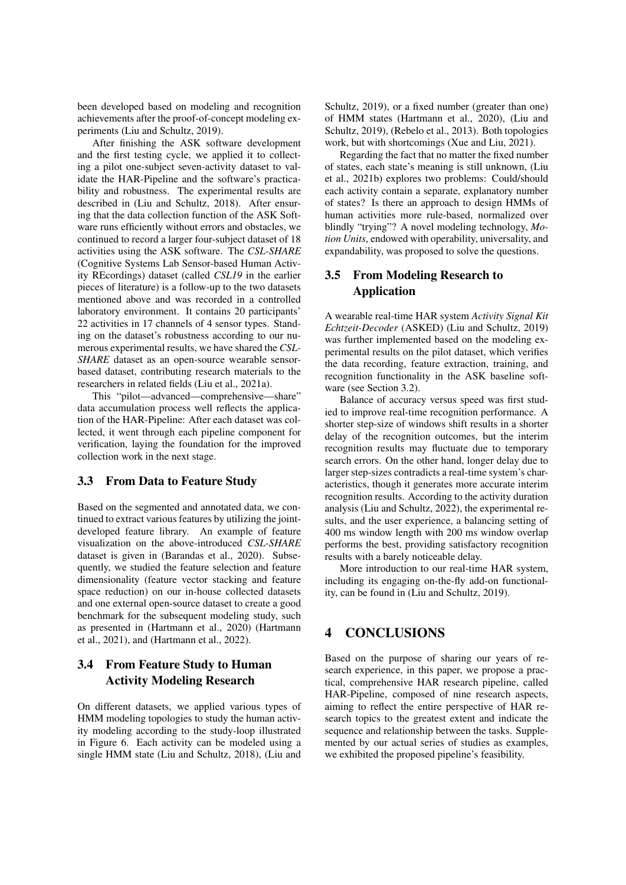been developed based on modeling and recognition achievements after the proof-of-concept modeling experiments (Liu and Schultz, 2019).

After finishing the ASK software development and the first testing cycle, we applied it to collecting a pilot one-subject seven-activity dataset to validate the HAR-Pipeline and the software's practicability and robustness. The experimental results are described in (Liu and Schultz, 2018). After ensuring that the data collection function of the ASK Software runs efficiently without errors and obstacles, we continued to record a larger four-subject dataset of 18 activities using the ASK software. The *CSL-SHARE* (Cognitive Systems Lab Sensor-based Human Activity REcordings) dataset (called *CSL19* in the earlier pieces of literature) is a follow-up to the two datasets mentioned above and was recorded in a controlled laboratory environment. It contains 20 participants' 22 activities in 17 channels of 4 sensor types. Standing on the dataset's robustness according to our numerous experimental results, we have shared the *CSL-SHARE* dataset as an open-source wearable sensor-based dataset, contributing research materials to the researchers in related fields (Liu et al., 2021a).

This "pilot—advanced—comprehensive—share" data accumulation process well reflects the application of the HAR-Pipeline: After each dataset was collected, it went through each pipeline component for verification, laying the foundation for the improved collection work in the next stage.

### 3.3 From Data to Feature Study

Based on the segmented and annotated data, we continued to extract various features by utilizing the joint-developed feature library. An example of feature visualization on the above-introduced *CSL-SHARE* dataset is given in (Barandas et al., 2020). Subsequently, we studied the feature selection and feature dimensionality (feature vector stacking and feature space reduction) on our in-house collected datasets and one external open-source dataset to create a good benchmark for the subsequent modeling study, such as presented in (Hartmann et al., 2020) (Hartmann et al., 2021), and (Hartmann et al., 2022).

### 3.4 From Feature Study to Human Activity Modeling Research

On different datasets, we applied various types of HMM modeling topologies to study the human activity modeling according to the study-loop illustrated in Figure 6. Each activity can be modeled using a single HMM state (Liu and Schultz, 2018), (Liu and Schultz, 2019), or a fixed number (greater than one) of HMM states (Hartmann et al., 2020), (Liu and Schultz, 2019), (Rebelo et al., 2013). Both topologies work, but with shortcomings (Xue and Liu, 2021).

Regarding the fact that no matter the fixed number of states, each state's meaning is still unknown, (Liu et al., 2021b) explores two problems: Could/should each activity contain a separate, explanatory number of states? Is there an approach to design HMMs of human activities more rule-based, normalized over blindly "trying"? A novel modeling technology, *Motion Units*, endowed with operability, universality, and expandability, was proposed to solve the questions.

### 3.5 From Modeling Research to Application

A wearable real-time HAR system *Activity Signal Kit Echtzeit-Decoder* (ASKED) (Liu and Schultz, 2019) was further implemented based on the modeling experimental results on the pilot dataset, which verifies the data recording, feature extraction, training, and recognition functionality in the ASK baseline software (see Section 3.2).

Balance of accuracy versus speed was first studied to improve real-time recognition performance. A shorter step-size of windows shift results in a shorter delay of the recognition outcomes, but the interim recognition results may fluctuate due to temporary search errors. On the other hand, longer delay due to larger step-sizes contradicts a real-time system's characteristics, though it generates more accurate interim recognition results. According to the activity duration analysis (Liu and Schultz, 2022), the experimental results, and the user experience, a balancing setting of 400 ms window length with 200 ms window overlap performs the best, providing satisfactory recognition results with a barely noticeable delay.

More introduction to our real-time HAR system, including its engaging on-the-fly add-on functionality, can be found in (Liu and Schultz, 2019).

## 4 CONCLUSIONS

Based on the purpose of sharing our years of research experience, in this paper, we propose a practical, comprehensive HAR research pipeline, called HAR-Pipeline, composed of nine research aspects, aiming to reflect the entire perspective of HAR research topics to the greatest extent and indicate the sequence and relationship between the tasks. Supplemented by our actual series of studies as examples, we exhibited the proposed pipeline's feasibility.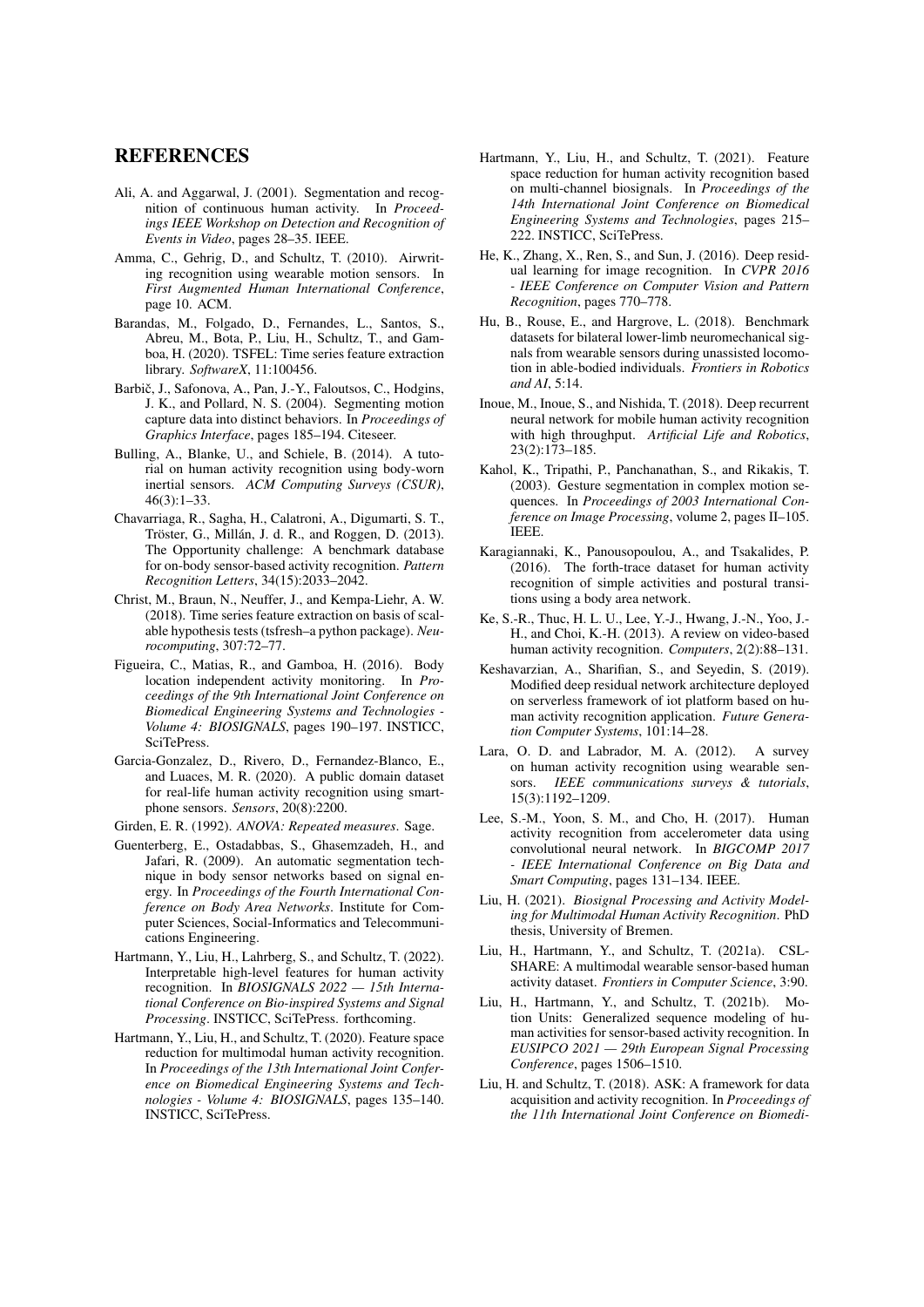## REFERENCES

Ali, A. and Aggarwal, J. (2001). Segmentation and recognition of continuous human activity. In *Proceedings IEEE Workshop on Detection and Recognition of Events in Video*, pages 28–35. IEEE.

Amma, C., Gehrig, D., and Schultz, T. (2010). Airwriting recognition using wearable motion sensors. In *First Augmented Human International Conference*, page 10. ACM.

Barandas, M., Folgado, D., Fernandes, L., Santos, S., Abreu, M., Bota, P., Liu, H., Schultz, T., and Gamboa, H. (2020). TSFEL: Time series feature extraction library. *SoftwareX*, 11:100456.

Barbič, J., Safonova, A., Pan, J.-Y., Faloutsos, C., Hodgins, J. K., and Pollard, N. S. (2004). Segmenting motion capture data into distinct behaviors. In *Proceedings of Graphics Interface*, pages 185–194. Citeseer.

Bulling, A., Blanke, U., and Schiele, B. (2014). A tutorial on human activity recognition using body-worn inertial sensors. *ACM Computing Surveys (CSUR)*, 46(3):1–33.

Chavarriaga, R., Sagha, H., Calatroni, A., Digumarti, S. T., Tröster, G., Millán, J. d. R., and Roggen, D. (2013). The Opportunity challenge: A benchmark database for on-body sensor-based activity recognition. *Pattern Recognition Letters*, 34(15):2033–2042.

Christ, M., Braun, N., Neuffer, J., and Kempa-Liehr, A. W. (2018). Time series feature extraction on basis of scalable hypothesis tests (tsfresh–a python package). *Neurocomputing*, 307:72–77.

Figueira, C., Matias, R., and Gamboa, H. (2016). Body location independent activity monitoring. In *Proceedings of the 9th International Joint Conference on Biomedical Engineering Systems and Technologies - Volume 4: BIOSIGNALS*, pages 190–197. INSTICC, SciTePress.

Garcia-Gonzalez, D., Rivero, D., Fernandez-Blanco, E., and Luaces, M. R. (2020). A public domain dataset for real-life human activity recognition using smartphone sensors. *Sensors*, 20(8):2200.

Girden, E. R. (1992). *ANOVA: Repeated measures*. Sage.

Guenterberg, E., Ostadabbas, S., Ghasemzadeh, H., and Jafari, R. (2009). An automatic segmentation technique in body sensor networks based on signal energy. In *Proceedings of the Fourth International Conference on Body Area Networks*. Institute for Computer Sciences, Social-Informatics and Telecommunications Engineering.

Hartmann, Y., Liu, H., Lahrberg, S., and Schultz, T. (2022). Interpretable high-level features for human activity recognition. In *BIOSIGNALS 2022 — 15th International Conference on Bio-inspired Systems and Signal Processing*. INSTICC, SciTePress. forthcoming.

Hartmann, Y., Liu, H., and Schultz, T. (2020). Feature space reduction for multimodal human activity recognition. In *Proceedings of the 13th International Joint Conference on Biomedical Engineering Systems and Technologies - Volume 4: BIOSIGNALS*, pages 135–140. INSTICC, SciTePress.

Hartmann, Y., Liu, H., and Schultz, T. (2021). Feature space reduction for human activity recognition based on multi-channel biosignals. In *Proceedings of the 14th International Joint Conference on Biomedical Engineering Systems and Technologies*, pages 215–222. INSTICC, SciTePress.

He, K., Zhang, X., Ren, S., and Sun, J. (2016). Deep residual learning for image recognition. In *CVPR 2016 - IEEE Conference on Computer Vision and Pattern Recognition*, pages 770–778.

Hu, B., Rouse, E., and Hargrove, L. (2018). Benchmark datasets for bilateral lower-limb neuromechanical signals from wearable sensors during unassisted locomotion in able-bodied individuals. *Frontiers in Robotics and AI*, 5:14.

Inoue, M., Inoue, S., and Nishida, T. (2018). Deep recurrent neural network for mobile human activity recognition with high throughput. *Artificial Life and Robotics*, 23(2):173–185.

Kahol, K., Tripathi, P., Panchanathan, S., and Rikakis, T. (2003). Gesture segmentation in complex motion sequences. In *Proceedings of 2003 International Conference on Image Processing*, volume 2, pages II–105. IEEE.

Karagiannaki, K., Panousopoulou, A., and Tsakalides, P. (2016). The forth-trace dataset for human activity recognition of simple activities and postural transitions using a body area network.

Ke, S.-R., Thuc, H. L. U., Lee, Y.-J., Hwang, J.-N., Yoo, J.-H., and Choi, K.-H. (2013). A review on video-based human activity recognition. *Computers*, 2(2):88–131.

Keshavarzian, A., Sharifian, S., and Seyedin, S. (2019). Modified deep residual network architecture deployed on serverless framework of iot platform based on human activity recognition application. *Future Generation Computer Systems*, 101:14–28.

Lara, O. D. and Labrador, M. A. (2012). A survey on human activity recognition using wearable sensors. *IEEE communications surveys & tutorials*, 15(3):1192–1209.

Lee, S.-M., Yoon, S. M., and Cho, H. (2017). Human activity recognition from accelerometer data using convolutional neural network. In *BIGCOMP 2017 - IEEE International Conference on Big Data and Smart Computing*, pages 131–134. IEEE.

Liu, H. (2021). *Biosignal Processing and Activity Modeling for Multimodal Human Activity Recognition*. PhD thesis, University of Bremen.

Liu, H., Hartmann, Y., and Schultz, T. (2021a). CSL-SHARE: A multimodal wearable sensor-based human activity dataset. *Frontiers in Computer Science*, 3:90.

Liu, H., Hartmann, Y., and Schultz, T. (2021b). Motion Units: Generalized sequence modeling of human activities for sensor-based activity recognition. In *EUSIPCO 2021 — 29th European Signal Processing Conference*, pages 1506–1510.

Liu, H. and Schultz, T. (2018). ASK: A framework for data acquisition and activity recognition. In *Proceedings of the 11th International Joint Conference on Biomedi-*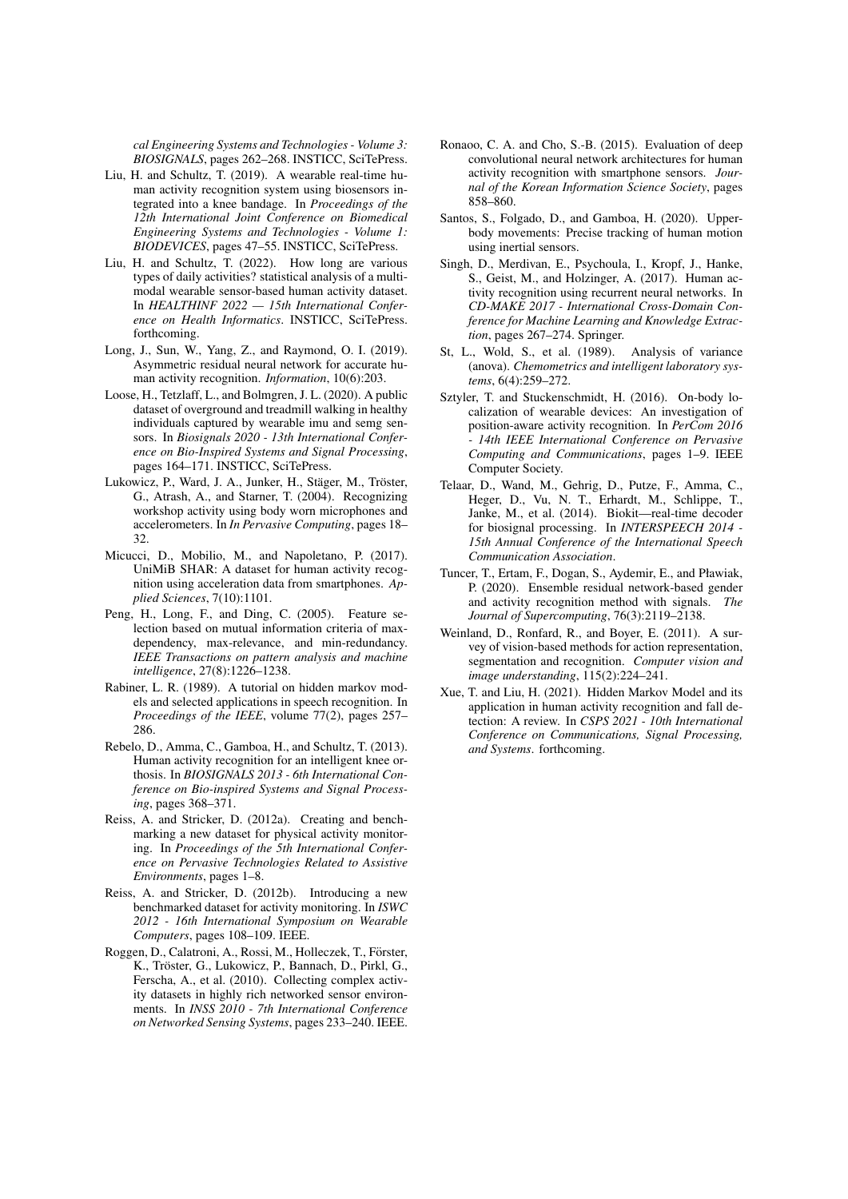*cal Engineering Systems and Technologies - Volume 3: BIOSIGNALS*, pages 262–268. INSTICC, SciTePress.

Liu, H. and Schultz, T. (2019). A wearable real-time human activity recognition system using biosensors integrated into a knee bandage. In *Proceedings of the 12th International Joint Conference on Biomedical Engineering Systems and Technologies - Volume 1: BIODEVICES*, pages 47–55. INSTICC, SciTePress.

Liu, H. and Schultz, T. (2022). How long are various types of daily activities? statistical analysis of a multimodal wearable sensor-based human activity dataset. In *HEALTHINF 2022 — 15th International Conference on Health Informatics*. INSTICC, SciTePress. forthcoming.

Long, J., Sun, W., Yang, Z., and Raymond, O. I. (2019). Asymmetric residual neural network for accurate human activity recognition. *Information*, 10(6):203.

Loose, H., Tetzlaff, L., and Bolmgren, J. L. (2020). A public dataset of overground and treadmill walking in healthy individuals captured by wearable imu and semg sensors. In *Biosignals 2020 - 13th International Conference on Bio-Inspired Systems and Signal Processing*, pages 164–171. INSTICC, SciTePress.

Lukowicz, P., Ward, J. A., Junker, H., Stäger, M., Tröster, G., Atrash, A., and Starner, T. (2004). Recognizing workshop activity using body worn microphones and accelerometers. In *In Pervasive Computing*, pages 18–32.

Micucci, D., Mobilio, M., and Napoletano, P. (2017). UniMiB SHAR: A dataset for human activity recognition using acceleration data from smartphones. *Applied Sciences*, 7(10):1101.

Peng, H., Long, F., and Ding, C. (2005). Feature selection based on mutual information criteria of max-dependency, max-relevance, and min-redundancy. *IEEE Transactions on pattern analysis and machine intelligence*, 27(8):1226–1238.

Rabiner, L. R. (1989). A tutorial on hidden markov models and selected applications in speech recognition. In *Proceedings of the IEEE*, volume 77(2), pages 257–286.

Rebelo, D., Amma, C., Gamboa, H., and Schultz, T. (2013). Human activity recognition for an intelligent knee orthosis. In *BIOSIGNALS 2013 - 6th International Conference on Bio-inspired Systems and Signal Processing*, pages 368–371.

Reiss, A. and Stricker, D. (2012a). Creating and benchmarking a new dataset for physical activity monitoring. In *Proceedings of the 5th International Conference on Pervasive Technologies Related to Assistive Environments*, pages 1–8.

Reiss, A. and Stricker, D. (2012b). Introducing a new benchmarked dataset for activity monitoring. In *ISWC 2012 - 16th International Symposium on Wearable Computers*, pages 108–109. IEEE.

Roggen, D., Calatroni, A., Rossi, M., Holleczek, T., Förster, K., Tröster, G., Lukowicz, P., Bannach, D., Pirkl, G., Ferscha, A., et al. (2010). Collecting complex activity datasets in highly rich networked sensor environments. In *INSS 2010 - 7th International Conference on Networked Sensing Systems*, pages 233–240. IEEE.

Ronaoo, C. A. and Cho, S.-B. (2015). Evaluation of deep convolutional neural network architectures for human activity recognition with smartphone sensors. *Journal of the Korean Information Science Society*, pages 858–860.

Santos, S., Folgado, D., and Gamboa, H. (2020). Upper-body movements: Precise tracking of human motion using inertial sensors.

Singh, D., Merdivan, E., Psychoula, I., Kropf, J., Hanke, S., Geist, M., and Holzinger, A. (2017). Human activity recognition using recurrent neural networks. In *CD-MAKE 2017 - International Cross-Domain Conference for Machine Learning and Knowledge Extraction*, pages 267–274. Springer.

St, L., Wold, S., et al. (1989). Analysis of variance (anova). *Chemometrics and intelligent laboratory systems*, 6(4):259–272.

Sztyler, T. and Stuckenschmidt, H. (2016). On-body localization of wearable devices: An investigation of position-aware activity recognition. In *PerCom 2016 - 14th IEEE International Conference on Pervasive Computing and Communications*, pages 1–9. IEEE Computer Society.

Telaar, D., Wand, M., Gehrig, D., Putze, F., Amma, C., Heger, D., Vu, N. T., Erhardt, M., Schlippe, T., Janke, M., et al. (2014). Biokit—real-time decoder for biosignal processing. In *INTERSPEECH 2014 - 15th Annual Conference of the International Speech Communication Association*.

Tuncer, T., Ertam, F., Dogan, S., Aydemir, E., and Pławiak, P. (2020). Ensemble residual network-based gender and activity recognition method with signals. *The Journal of Supercomputing*, 76(3):2119–2138.

Weinland, D., Ronfard, R., and Boyer, E. (2011). A survey of vision-based methods for action representation, segmentation and recognition. *Computer vision and image understanding*, 115(2):224–241.

Xue, T. and Liu, H. (2021). Hidden Markov Model and its application in human activity recognition and fall detection: A review. In *CSPS 2021 - 10th International Conference on Communications, Signal Processing, and Systems*. forthcoming.